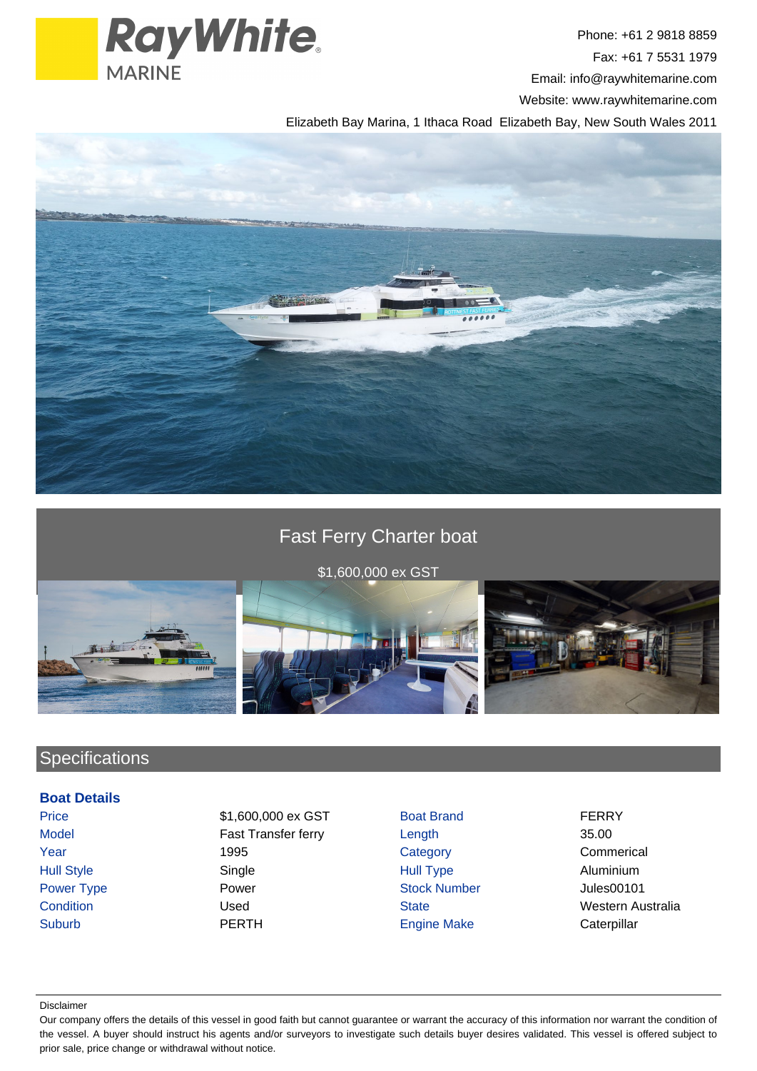Phone: +61 2 9818 8859
Fax: +61 7 5531 1979
Email: info@raywhitemarine.com
Website: www.raywhitemarine.com
Elizabeth Bay Marina, 1 Ithaca Road Elizabeth Bay, New South Wales 2011

# Fast Ferry Charter boat

$1,600,000 ex GST

## Specifications

### Boat Details

| | | | |
|---|---|---|---|
| Price | $1,600,000 ex GST | Boat Brand | FERRY |
| Model | Fast Transfer ferry | Length | 35.00 |
| Year | 1995 | Category | Commerical |
| Hull Style | Single | Hull Type | Aluminium |
| Power Type | Power | Stock Number | Jules00101 |
| Condition | Used | State | Western Australia |
| Suburb | PERTH | Engine Make | Caterpillar |

Disclaimer

Our company offers the details of this vessel in good faith but cannot guarantee or warrant the accuracy of this information nor warrant the condition of the vessel. A buyer should instruct his agents and/or surveyors to investigate such details buyer desires validated. This vessel is offered subject to prior sale, price change or withdrawal without notice.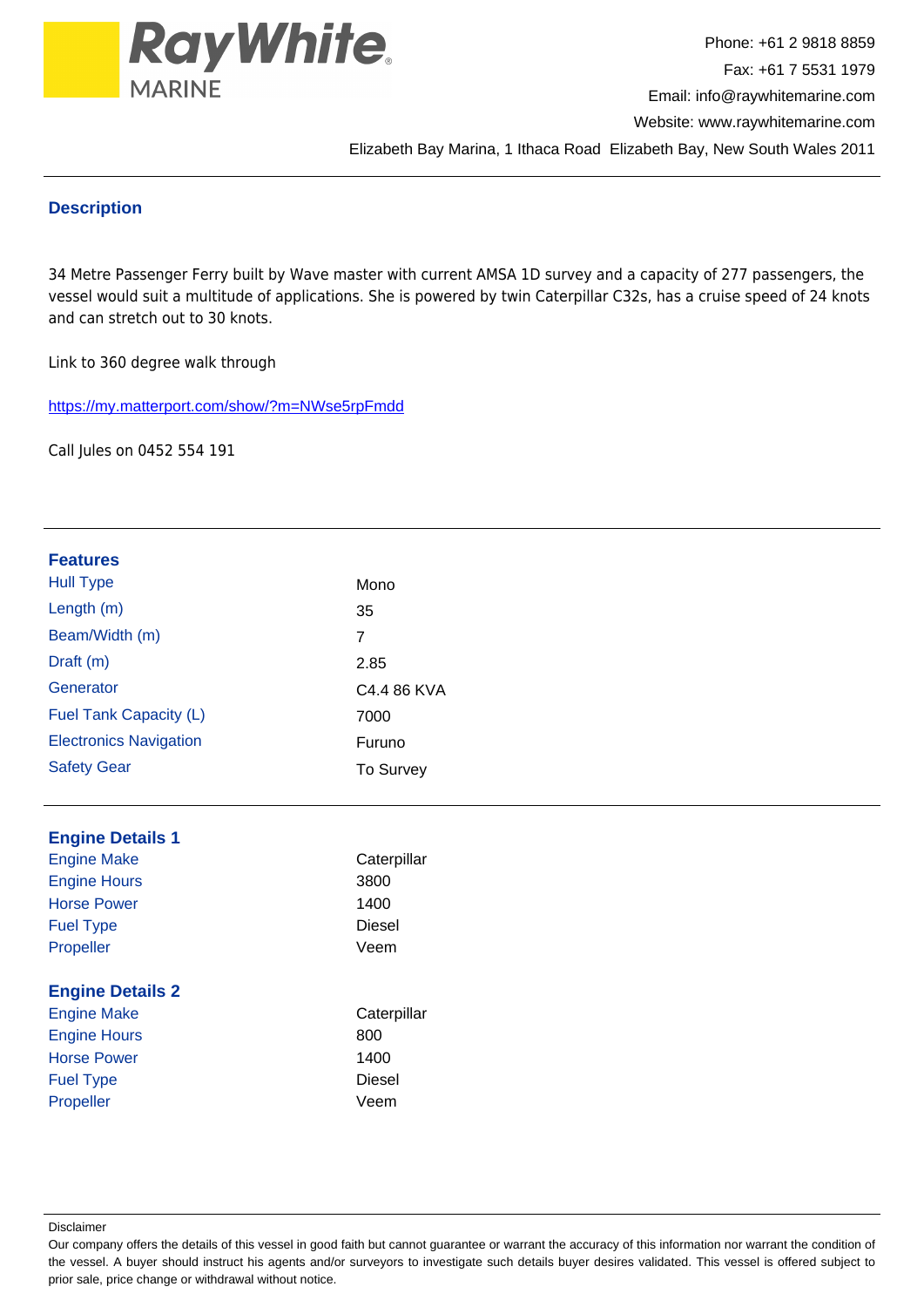Phone: +61 2 9818 8859
Fax: +61 7 5531 1979
Email: info@raywhitemarine.com
Website: www.raywhitemarine.com
Elizabeth Bay Marina, 1 Ithaca Road  Elizabeth Bay, New South Wales 2011

## Description

34 Metre Passenger Ferry built by Wave master with current AMSA 1D survey and a capacity of 277 passengers, the vessel would suit a multitude of applications. She is powered by twin Caterpillar C32s, has a cruise speed of 24 knots and can stretch out to 30 knots.

Link to 360 degree walk through

https://my.matterport.com/show/?m=NWse5rpFmdd

Call Jules on 0452 554 191

## Features

| | |
|---|---|
| Hull Type | Mono |
| Length (m) | 35 |
| Beam/Width (m) | 7 |
| Draft (m) | 2.85 |
| Generator | C4.4 86 KVA |
| Fuel Tank Capacity (L) | 7000 |
| Electronics Navigation | Furuno |
| Safety Gear | To Survey |

## Engine Details 1

| | |
|---|---|
| Engine Make | Caterpillar |
| Engine Hours | 3800 |
| Horse Power | 1400 |
| Fuel Type | Diesel |
| Propeller | Veem |

## Engine Details 2

| | |
|---|---|
| Engine Make | Caterpillar |
| Engine Hours | 800 |
| Horse Power | 1400 |
| Fuel Type | Diesel |
| Propeller | Veem |

Disclaimer

Our company offers the details of this vessel in good faith but cannot guarantee or warrant the accuracy of this information nor warrant the condition of the vessel. A buyer should instruct his agents and/or surveyors to investigate such details buyer desires validated. This vessel is offered subject to prior sale, price change or withdrawal without notice.